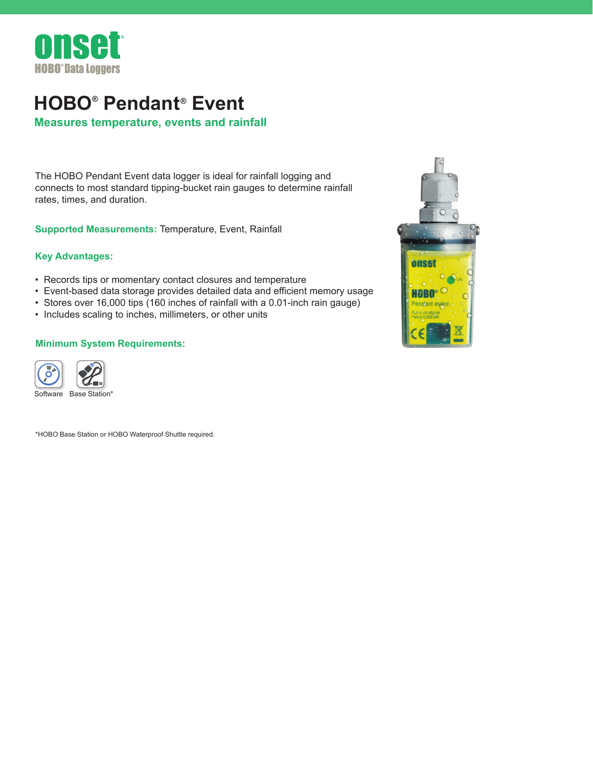onset
HOBO® Data Loggers

# HOBO® Pendant® Event

## Measures temperature, events and rainfall

The HOBO Pendant Event data logger is ideal for rainfall logging and connects to most standard tipping-bucket rain gauges to determine rainfall rates, times, and duration.

**Supported Measurements:** Temperature, Event, Rainfall

### Key Advantages:

- Records tips or momentary contact closures and temperature
- Event-based data storage provides detailed data and efficient memory usage
- Stores over 16,000 tips (160 inches of rainfall with a 0.01-inch rain gauge)
- Includes scaling to inches, millimeters, or other units

### Minimum System Requirements:

Software Base Station*

*HOBO Base Station or HOBO Waterproof Shuttle required.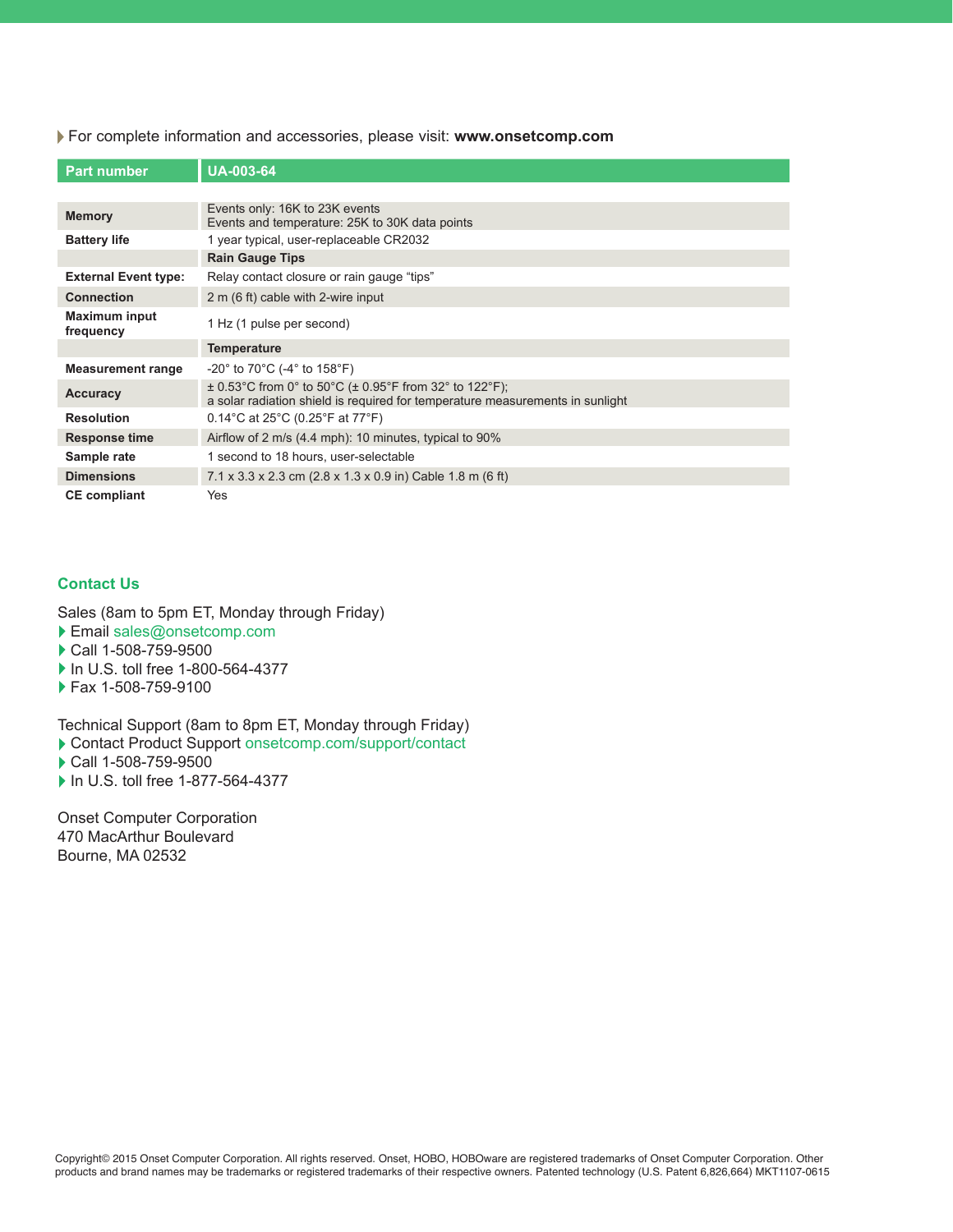For complete information and accessories, please visit: **www.onsetcomp.com**

| Part number | UA-003-64 |
|---|---|
| Memory | Events only: 16K to 23K events<br>Events and temperature: 25K to 30K data points |
| Battery life | 1 year typical, user-replaceable CR2032 |
| | **Rain Gauge Tips** |
| External Event type: | Relay contact closure or rain gauge “tips” |
| Connection | 2 m (6 ft) cable with 2-wire input |
| Maximum input frequency | 1 Hz (1 pulse per second) |
| | **Temperature** |
| Measurement range | -20° to 70°C (-4° to 158°F) |
| Accuracy | ± 0.53°C from 0° to 50°C (± 0.95°F from 32° to 122°F);<br>a solar radiation shield is required for temperature measurements in sunlight |
| Resolution | 0.14°C at 25°C (0.25°F at 77°F) |
| Response time | Airflow of 2 m/s (4.4 mph): 10 minutes, typical to 90% |
| Sample rate | 1 second to 18 hours, user-selectable |
| Dimensions | 7.1 x 3.3 x 2.3 cm (2.8 x 1.3 x 0.9 in) Cable 1.8 m (6 ft) |
| CE compliant | Yes |

## Contact Us

Sales (8am to 5pm ET, Monday through Friday)

- Email sales@onsetcomp.com
- Call 1-508-759-9500
- In U.S. toll free 1-800-564-4377
- Fax 1-508-759-9100

Technical Support (8am to 8pm ET, Monday through Friday)

- Contact Product Support onsetcomp.com/support/contact
- Call 1-508-759-9500
- In U.S. toll free 1-877-564-4377

Onset Computer Corporation
470 MacArthur Boulevard
Bourne, MA 02532

Copyright© 2015 Onset Computer Corporation. All rights reserved. Onset, HOBO, HOBOware are registered trademarks of Onset Computer Corporation. Other products and brand names may be trademarks or registered trademarks of their respective owners. Patented technology (U.S. Patent 6,826,664) MKT1107-0615